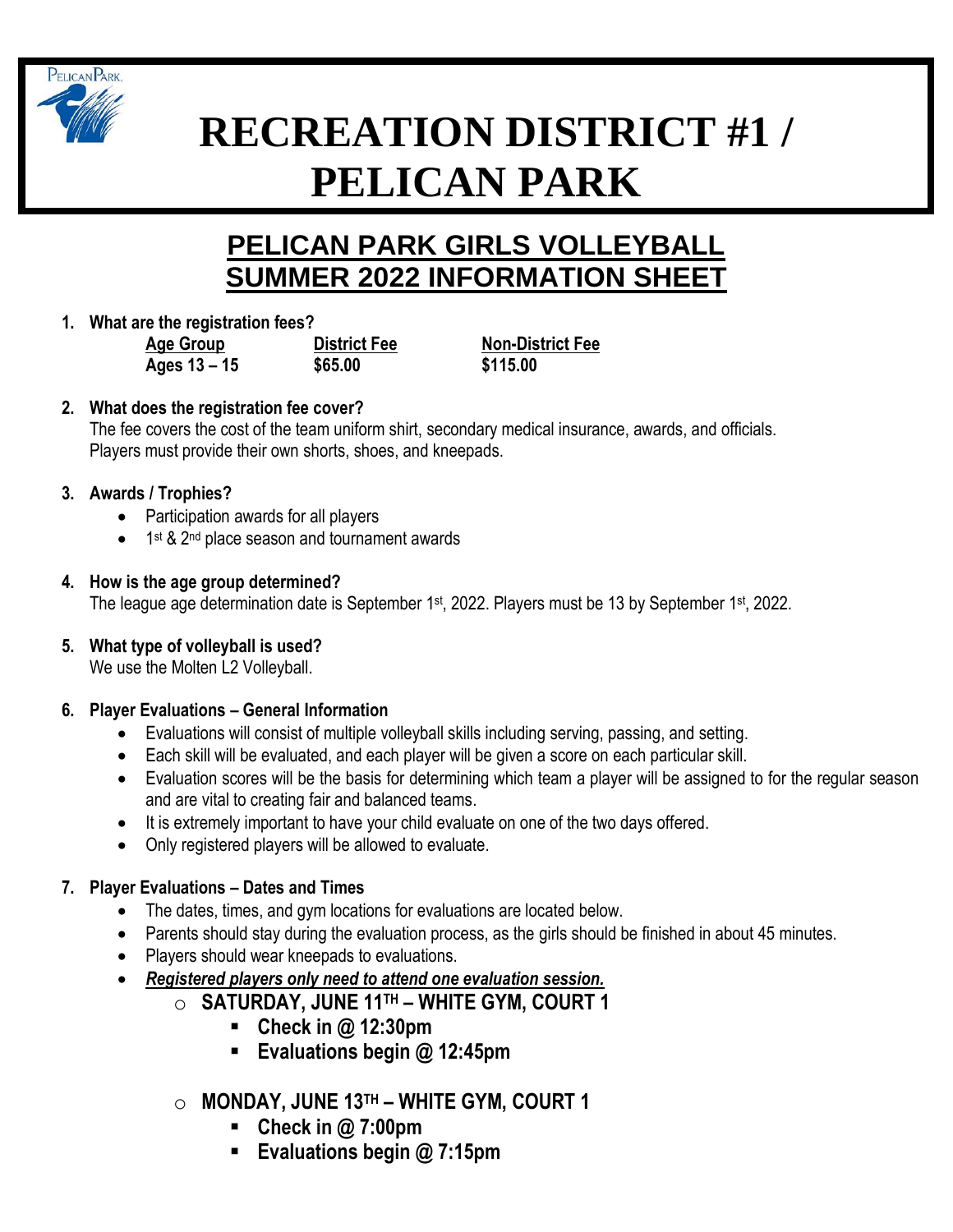# RECREATION DISTRICT #1 / PELICAN PARK

## PELICAN PARK GIRLS VOLLEYBALL SUMMER 2022 INFORMATION SHEET

1. **What are the registration fees?**

| Age Group | District Fee | Non-District Fee |
|---|---|---|
| **Ages 13 – 15** | **$65.00** | **$115.00** |

2. **What does the registration fee cover?**
   The fee covers the cost of the team uniform shirt, secondary medical insurance, awards, and officials. Players must provide their own shorts, shoes, and kneepads.

3. **Awards / Trophies?**
   - Participation awards for all players
   - 1st & 2nd place season and tournament awards

4. **How is the age group determined?**
   The league age determination date is September 1st, 2022. Players must be 13 by September 1st, 2022.

5. **What type of volleyball is used?**
   We use the Molten L2 Volleyball.

6. **Player Evaluations – General Information**
   - Evaluations will consist of multiple volleyball skills including serving, passing, and setting.
   - Each skill will be evaluated, and each player will be given a score on each particular skill.
   - Evaluation scores will be the basis for determining which team a player will be assigned to for the regular season and are vital to creating fair and balanced teams.
   - It is extremely important to have your child evaluate on one of the two days offered.
   - Only registered players will be allowed to evaluate.

7. **Player Evaluations – Dates and Times**
   - The dates, times, and gym locations for evaluations are located below.
   - Parents should stay during the evaluation process, as the girls should be finished in about 45 minutes.
   - Players should wear kneepads to evaluations.
   - ***Registered players only need to attend one evaluation session.***
     - **SATURDAY, JUNE 11TH – WHITE GYM, COURT 1**
       - **Check in @ 12:30pm**
       - **Evaluations begin @ 12:45pm**
     - **MONDAY, JUNE 13TH – WHITE GYM, COURT 1**
       - **Check in @ 7:00pm**
       - **Evaluations begin @ 7:15pm**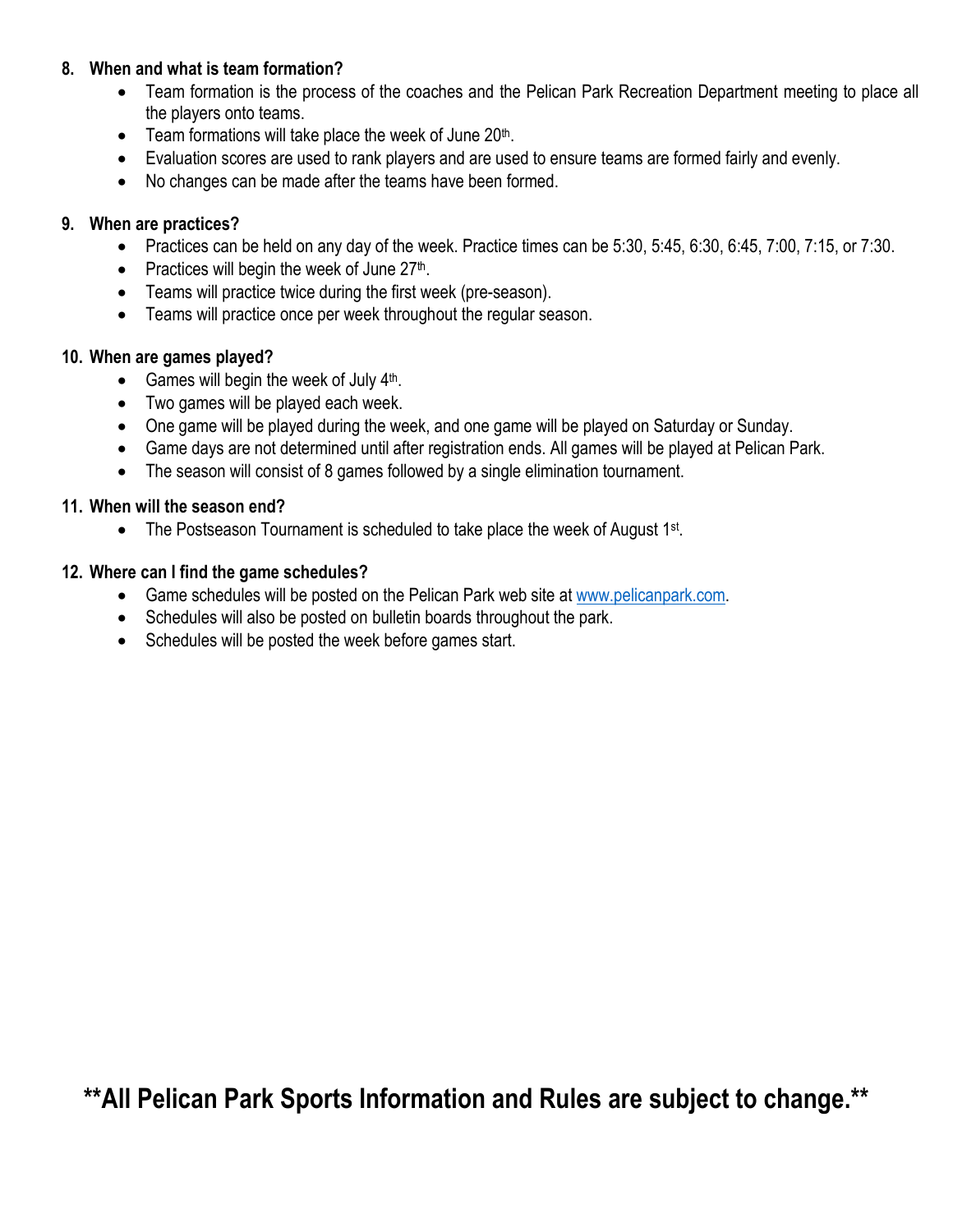8. **When and what is team formation?**
    - Team formation is the process of the coaches and the Pelican Park Recreation Department meeting to place all the players onto teams.
    - Team formations will take place the week of June 20th.
    - Evaluation scores are used to rank players and are used to ensure teams are formed fairly and evenly.
    - No changes can be made after the teams have been formed.

9. **When are practices?**
    - Practices can be held on any day of the week. Practice times can be 5:30, 5:45, 6:30, 6:45, 7:00, 7:15, or 7:30.
    - Practices will begin the week of June 27th.
    - Teams will practice twice during the first week (pre-season).
    - Teams will practice once per week throughout the regular season.

10. **When are games played?**
    - Games will begin the week of July 4th.
    - Two games will be played each week.
    - One game will be played during the week, and one game will be played on Saturday or Sunday.
    - Game days are not determined until after registration ends. All games will be played at Pelican Park.
    - The season will consist of 8 games followed by a single elimination tournament.

11. **When will the season end?**
    - The Postseason Tournament is scheduled to take place the week of August 1st.

12. **Where can I find the game schedules?**
    - Game schedules will be posted on the Pelican Park web site at [www.pelicanpark.com](http://www.pelicanpark.com).
    - Schedules will also be posted on bulletin boards throughout the park.
    - Schedules will be posted the week before games start.

## **All Pelican Park Sports Information and Rules are subject to change.**